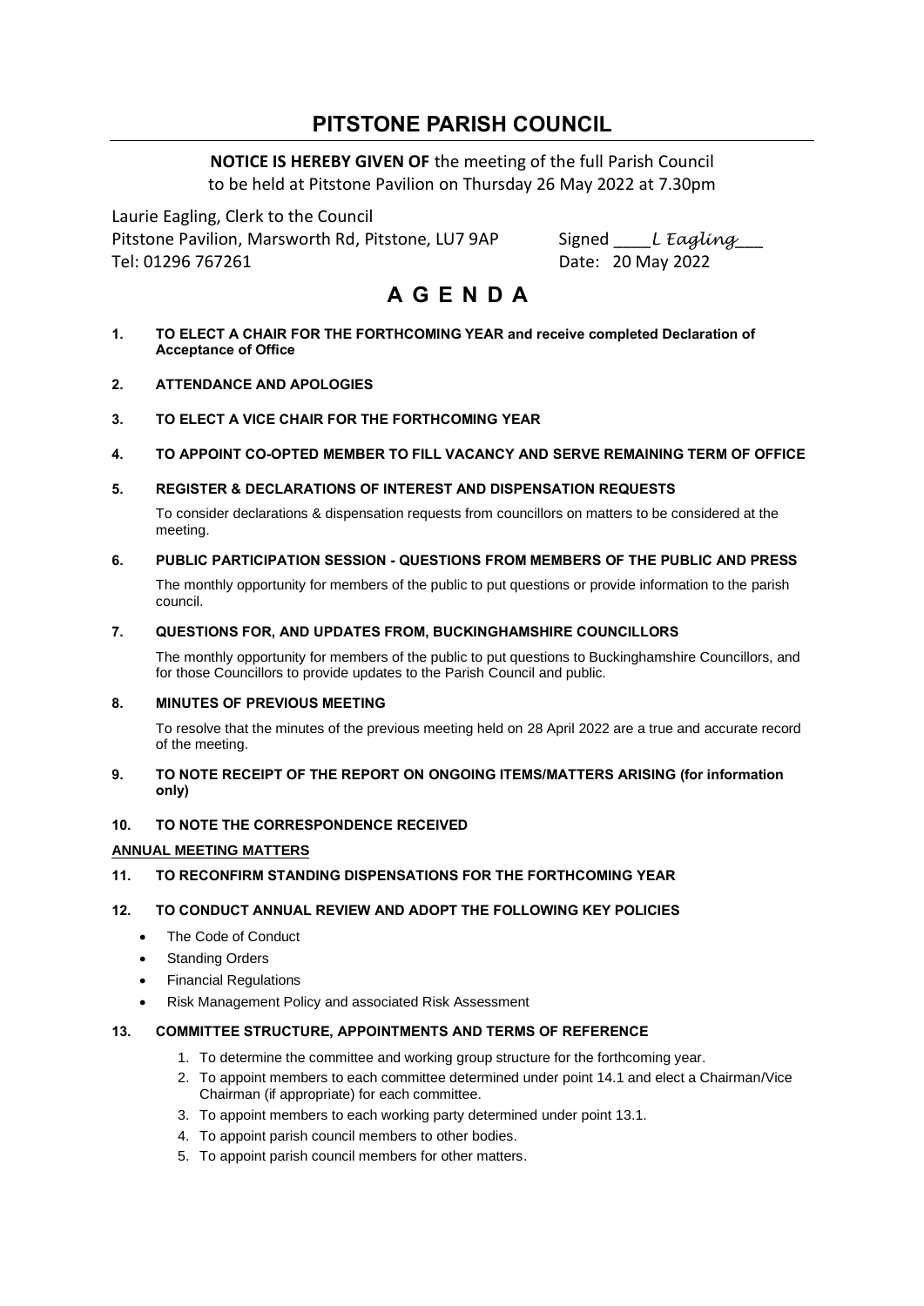# PITSTONE PARISH COUNCIL

**NOTICE IS HEREBY GIVEN OF** the meeting of the full Parish Council to be held at Pitstone Pavilion on Thursday 26 May 2022 at 7.30pm

Laurie Eagling, Clerk to the Council
Pitstone Pavilion, Marsworth Rd, Pitstone, LU7 9AP
Tel: 01296 767261

Signed ____*L Eagling*___
Date: 20 May 2022

# A G E N D A

**1. TO ELECT A CHAIR FOR THE FORTHCOMING YEAR and receive completed Declaration of Acceptance of Office**

**2. ATTENDANCE AND APOLOGIES**

**3. TO ELECT A VICE CHAIR FOR THE FORTHCOMING YEAR**

**4. TO APPOINT CO-OPTED MEMBER TO FILL VACANCY AND SERVE REMAINING TERM OF OFFICE**

**5. REGISTER & DECLARATIONS OF INTEREST AND DISPENSATION REQUESTS**

To consider declarations & dispensation requests from councillors on matters to be considered at the meeting.

**6. PUBLIC PARTICIPATION SESSION - QUESTIONS FROM MEMBERS OF THE PUBLIC AND PRESS**

The monthly opportunity for members of the public to put questions or provide information to the parish council.

**7. QUESTIONS FOR, AND UPDATES FROM, BUCKINGHAMSHIRE COUNCILLORS**

The monthly opportunity for members of the public to put questions to Buckinghamshire Councillors, and for those Councillors to provide updates to the Parish Council and public.

**8. MINUTES OF PREVIOUS MEETING**

To resolve that the minutes of the previous meeting held on 28 April 2022 are a true and accurate record of the meeting.

**9. TO NOTE RECEIPT OF THE REPORT ON ONGOING ITEMS/MATTERS ARISING (for information only)**

**10. TO NOTE THE CORRESPONDENCE RECEIVED**

**ANNUAL MEETING MATTERS**

**11. TO RECONFIRM STANDING DISPENSATIONS FOR THE FORTHCOMING YEAR**

**12. TO CONDUCT ANNUAL REVIEW AND ADOPT THE FOLLOWING KEY POLICIES**

- The Code of Conduct
- Standing Orders
- Financial Regulations
- Risk Management Policy and associated Risk Assessment

**13. COMMITTEE STRUCTURE, APPOINTMENTS AND TERMS OF REFERENCE**

1. To determine the committee and working group structure for the forthcoming year.
2. To appoint members to each committee determined under point 14.1 and elect a Chairman/Vice Chairman (if appropriate) for each committee.
3. To appoint members to each working party determined under point 13.1.
4. To appoint parish council members to other bodies.
5. To appoint parish council members for other matters.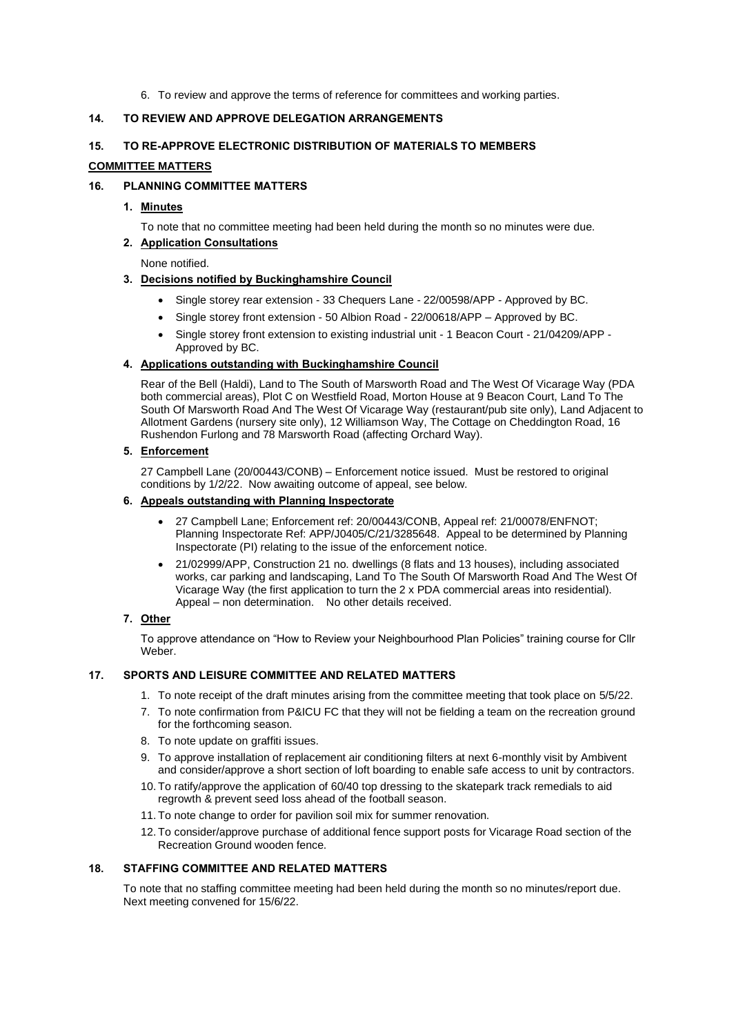6. To review and approve the terms of reference for committees and working parties.

**14. TO REVIEW AND APPROVE DELEGATION ARRANGEMENTS**

**15. TO RE-APPROVE ELECTRONIC DISTRIBUTION OF MATERIALS TO MEMBERS**

**COMMITTEE MATTERS**

**16. PLANNING COMMITTEE MATTERS**

1. **Minutes**

   To note that no committee meeting had been held during the month so no minutes were due.

2. **Application Consultations**

   None notified.

3. **Decisions notified by Buckinghamshire Council**

   - Single storey rear extension - 33 Chequers Lane - 22/00598/APP - Approved by BC.
   - Single storey front extension - 50 Albion Road - 22/00618/APP – Approved by BC.
   - Single storey front extension to existing industrial unit - 1 Beacon Court - 21/04209/APP - Approved by BC.

4. **Applications outstanding with Buckinghamshire Council**

   Rear of the Bell (Haldi), Land to The South of Marsworth Road and The West Of Vicarage Way (PDA both commercial areas), Plot C on Westfield Road, Morton House at 9 Beacon Court, Land To The South Of Marsworth Road And The West Of Vicarage Way (restaurant/pub site only), Land Adjacent to Allotment Gardens (nursery site only), 12 Williamson Way, The Cottage on Cheddington Road, 16 Rushendon Furlong and 78 Marsworth Road (affecting Orchard Way).

5. **Enforcement**

   27 Campbell Lane (20/00443/CONB) – Enforcement notice issued. Must be restored to original conditions by 1/2/22. Now awaiting outcome of appeal, see below.

6. **Appeals outstanding with Planning Inspectorate**

   - 27 Campbell Lane; Enforcement ref: 20/00443/CONB, Appeal ref: 21/00078/ENFNOT; Planning Inspectorate Ref: APP/J0405/C/21/3285648. Appeal to be determined by Planning Inspectorate (PI) relating to the issue of the enforcement notice.
   - 21/02999/APP, Construction 21 no. dwellings (8 flats and 13 houses), including associated works, car parking and landscaping, Land To The South Of Marsworth Road And The West Of Vicarage Way (the first application to turn the 2 x PDA commercial areas into residential). Appeal – non determination. No other details received.

7. **Other**

   To approve attendance on "How to Review your Neighbourhood Plan Policies" training course for Cllr Weber.

**17. SPORTS AND LEISURE COMMITTEE AND RELATED MATTERS**

1. To note receipt of the draft minutes arising from the committee meeting that took place on 5/5/22.
7. To note confirmation from P&ICU FC that they will not be fielding a team on the recreation ground for the forthcoming season.
8. To note update on graffiti issues.
9. To approve installation of replacement air conditioning filters at next 6-monthly visit by Ambivent and consider/approve a short section of loft boarding to enable safe access to unit by contractors.
10. To ratify/approve the application of 60/40 top dressing to the skatepark track remedials to aid regrowth & prevent seed loss ahead of the football season.
11. To note change to order for pavilion soil mix for summer renovation.
12. To consider/approve purchase of additional fence support posts for Vicarage Road section of the Recreation Ground wooden fence.

**18. STAFFING COMMITTEE AND RELATED MATTERS**

To note that no staffing committee meeting had been held during the month so no minutes/report due. Next meeting convened for 15/6/22.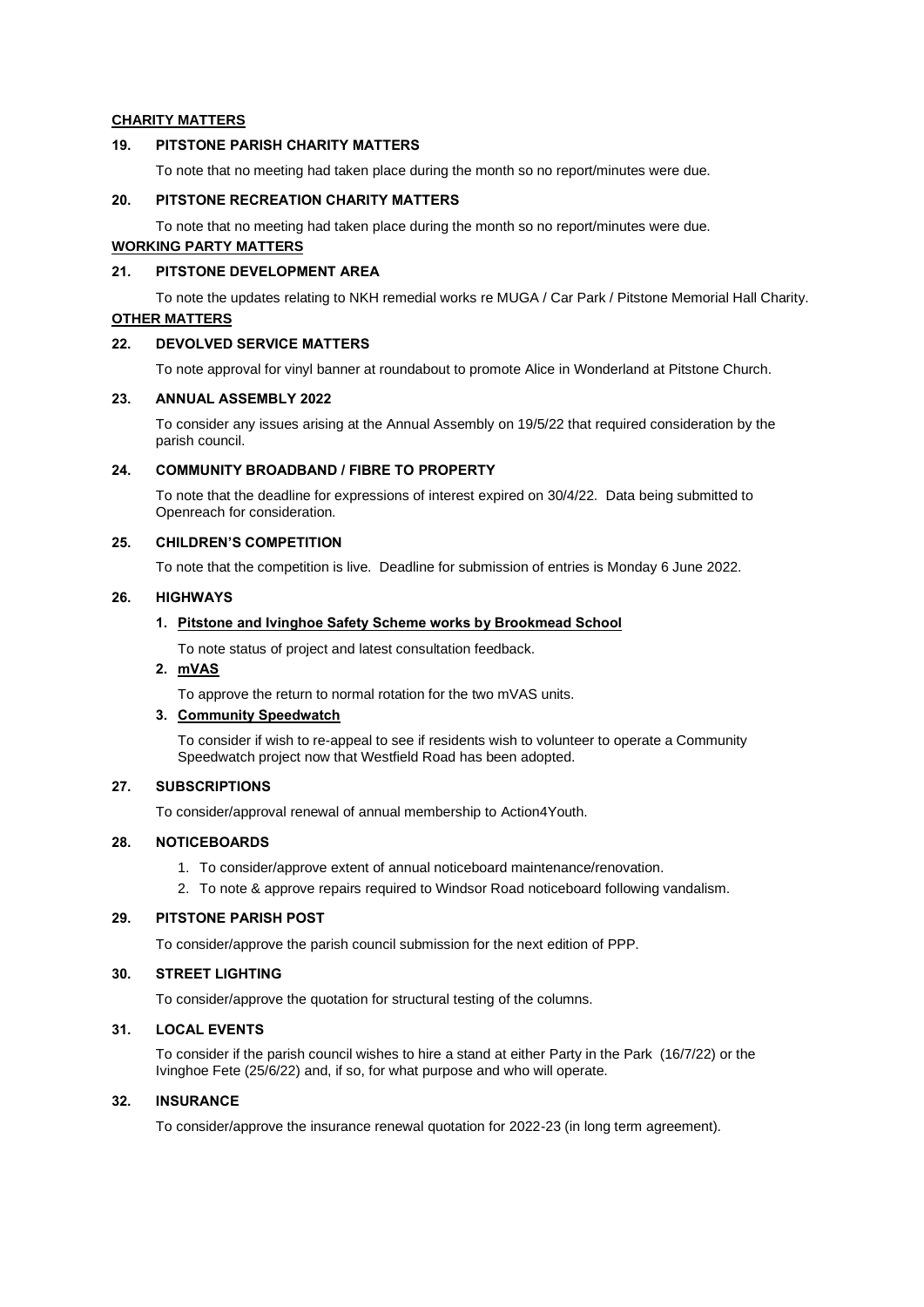**CHARITY MATTERS**

**19. PITSTONE PARISH CHARITY MATTERS**

To note that no meeting had taken place during the month so no report/minutes were due.

**20. PITSTONE RECREATION CHARITY MATTERS**

To note that no meeting had taken place during the month so no report/minutes were due.

**WORKING PARTY MATTERS**

**21. PITSTONE DEVELOPMENT AREA**

To note the updates relating to NKH remedial works re MUGA / Car Park / Pitstone Memorial Hall Charity.

**OTHER MATTERS**

**22. DEVOLVED SERVICE MATTERS**

To note approval for vinyl banner at roundabout to promote Alice in Wonderland at Pitstone Church.

**23. ANNUAL ASSEMBLY 2022**

To consider any issues arising at the Annual Assembly on 19/5/22 that required consideration by the parish council.

**24. COMMUNITY BROADBAND / FIBRE TO PROPERTY**

To note that the deadline for expressions of interest expired on 30/4/22. Data being submitted to Openreach for consideration.

**25. CHILDREN'S COMPETITION**

To note that the competition is live. Deadline for submission of entries is Monday 6 June 2022.

**26. HIGHWAYS**

1. **Pitstone and Ivinghoe Safety Scheme works by Brookmead School**

   To note status of project and latest consultation feedback.

2. **mVAS**

   To approve the return to normal rotation for the two mVAS units.

3. **Community Speedwatch**

   To consider if wish to re-appeal to see if residents wish to volunteer to operate a Community Speedwatch project now that Westfield Road has been adopted.

**27. SUBSCRIPTIONS**

To consider/approval renewal of annual membership to Action4Youth.

**28. NOTICEBOARDS**

1. To consider/approve extent of annual noticeboard maintenance/renovation.
2. To note & approve repairs required to Windsor Road noticeboard following vandalism.

**29. PITSTONE PARISH POST**

To consider/approve the parish council submission for the next edition of PPP.

**30. STREET LIGHTING**

To consider/approve the quotation for structural testing of the columns.

**31. LOCAL EVENTS**

To consider if the parish council wishes to hire a stand at either Party in the Park (16/7/22) or the Ivinghoe Fete (25/6/22) and, if so, for what purpose and who will operate.

**32. INSURANCE**

To consider/approve the insurance renewal quotation for 2022-23 (in long term agreement).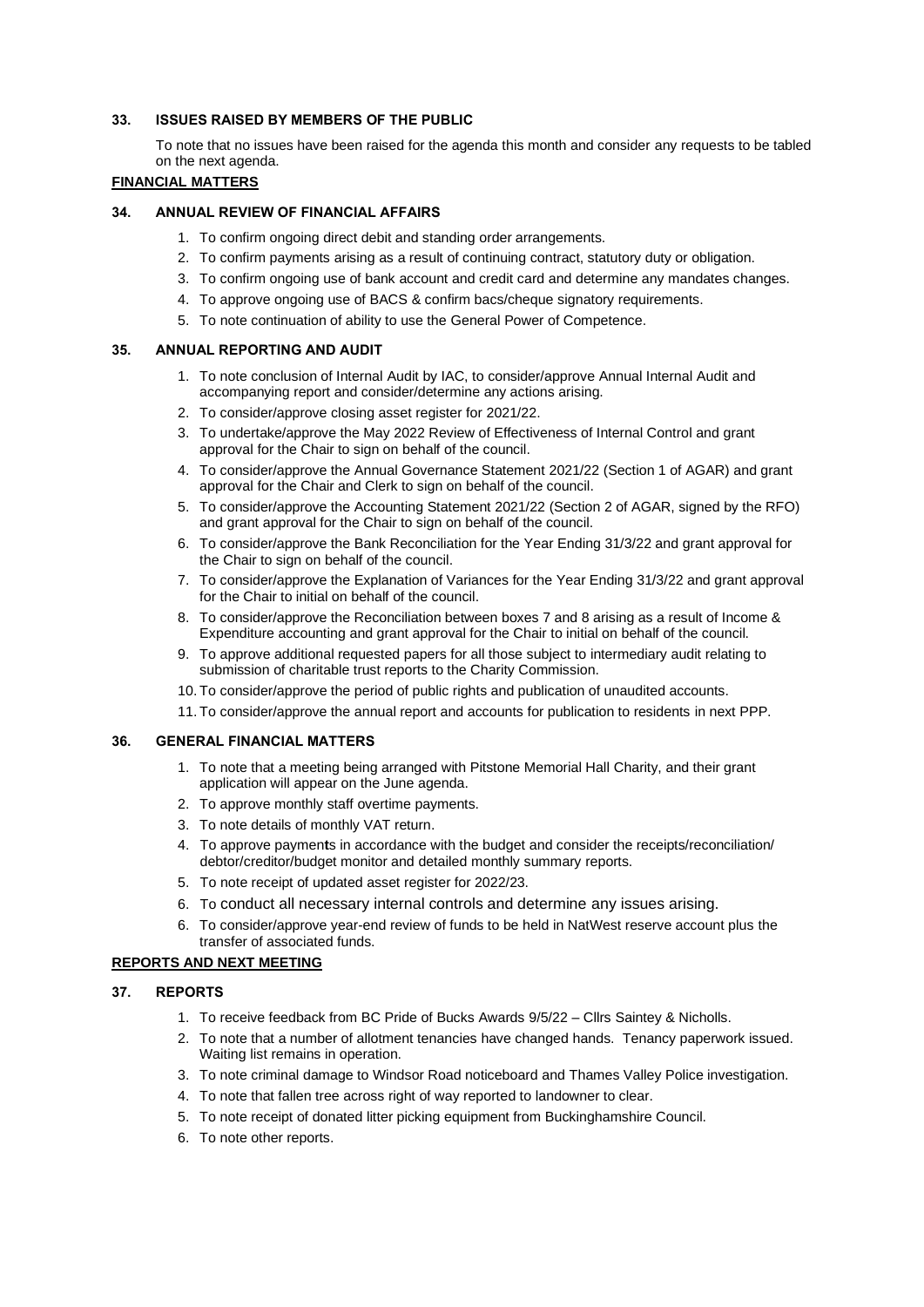### 33. ISSUES RAISED BY MEMBERS OF THE PUBLIC

To note that no issues have been raised for the agenda this month and consider any requests to be tabled on the next agenda.

**FINANCIAL MATTERS**

### 34. ANNUAL REVIEW OF FINANCIAL AFFAIRS

1. To confirm ongoing direct debit and standing order arrangements.
2. To confirm payments arising as a result of continuing contract, statutory duty or obligation.
3. To confirm ongoing use of bank account and credit card and determine any mandates changes.
4. To approve ongoing use of BACS & confirm bacs/cheque signatory requirements.
5. To note continuation of ability to use the General Power of Competence.

### 35. ANNUAL REPORTING AND AUDIT

1. To note conclusion of Internal Audit by IAC, to consider/approve Annual Internal Audit and accompanying report and consider/determine any actions arising.
2. To consider/approve closing asset register for 2021/22.
3. To undertake/approve the May 2022 Review of Effectiveness of Internal Control and grant approval for the Chair to sign on behalf of the council.
4. To consider/approve the Annual Governance Statement 2021/22 (Section 1 of AGAR) and grant approval for the Chair and Clerk to sign on behalf of the council.
5. To consider/approve the Accounting Statement 2021/22 (Section 2 of AGAR, signed by the RFO) and grant approval for the Chair to sign on behalf of the council.
6. To consider/approve the Bank Reconciliation for the Year Ending 31/3/22 and grant approval for the Chair to sign on behalf of the council.
7. To consider/approve the Explanation of Variances for the Year Ending 31/3/22 and grant approval for the Chair to initial on behalf of the council.
8. To consider/approve the Reconciliation between boxes 7 and 8 arising as a result of Income & Expenditure accounting and grant approval for the Chair to initial on behalf of the council.
9. To approve additional requested papers for all those subject to intermediary audit relating to submission of charitable trust reports to the Charity Commission.
10. To consider/approve the period of public rights and publication of unaudited accounts.
11. To consider/approve the annual report and accounts for publication to residents in next PPP.

### 36. GENERAL FINANCIAL MATTERS

1. To note that a meeting being arranged with Pitstone Memorial Hall Charity, and their grant application will appear on the June agenda.
2. To approve monthly staff overtime payments.
3. To note details of monthly VAT return.
4. To approve payments in accordance with the budget and consider the receipts/reconciliation/ debtor/creditor/budget monitor and detailed monthly summary reports.
5. To note receipt of updated asset register for 2022/23.
6. To conduct all necessary internal controls and determine any issues arising.
6. To consider/approve year-end review of funds to be held in NatWest reserve account plus the transfer of associated funds.

**REPORTS AND NEXT MEETING**

### 37. REPORTS

1. To receive feedback from BC Pride of Bucks Awards 9/5/22 – Cllrs Saintey & Nicholls.
2. To note that a number of allotment tenancies have changed hands. Tenancy paperwork issued. Waiting list remains in operation.
3. To note criminal damage to Windsor Road noticeboard and Thames Valley Police investigation.
4. To note that fallen tree across right of way reported to landowner to clear.
5. To note receipt of donated litter picking equipment from Buckinghamshire Council.
6. To note other reports.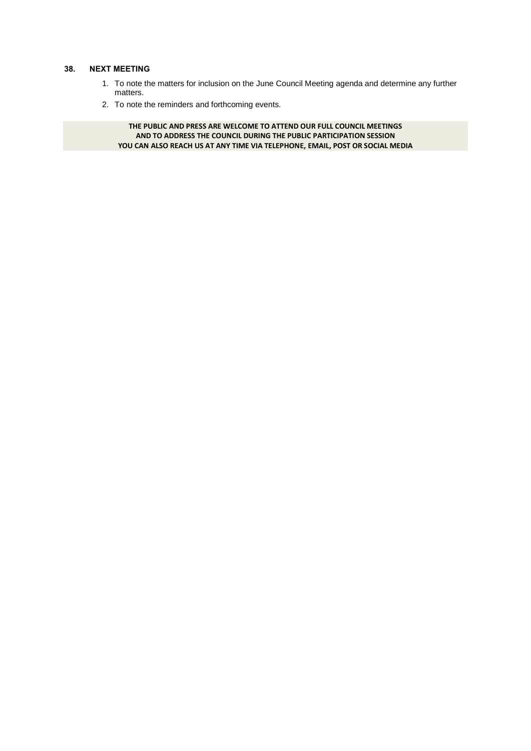## 38. NEXT MEETING

1. To note the matters for inclusion on the June Council Meeting agenda and determine any further matters.
2. To note the reminders and forthcoming events.

**THE PUBLIC AND PRESS ARE WELCOME TO ATTEND OUR FULL COUNCIL MEETINGS**
**AND TO ADDRESS THE COUNCIL DURING THE PUBLIC PARTICIPATION SESSION**
**YOU CAN ALSO REACH US AT ANY TIME VIA TELEPHONE, EMAIL, POST OR SOCIAL MEDIA**